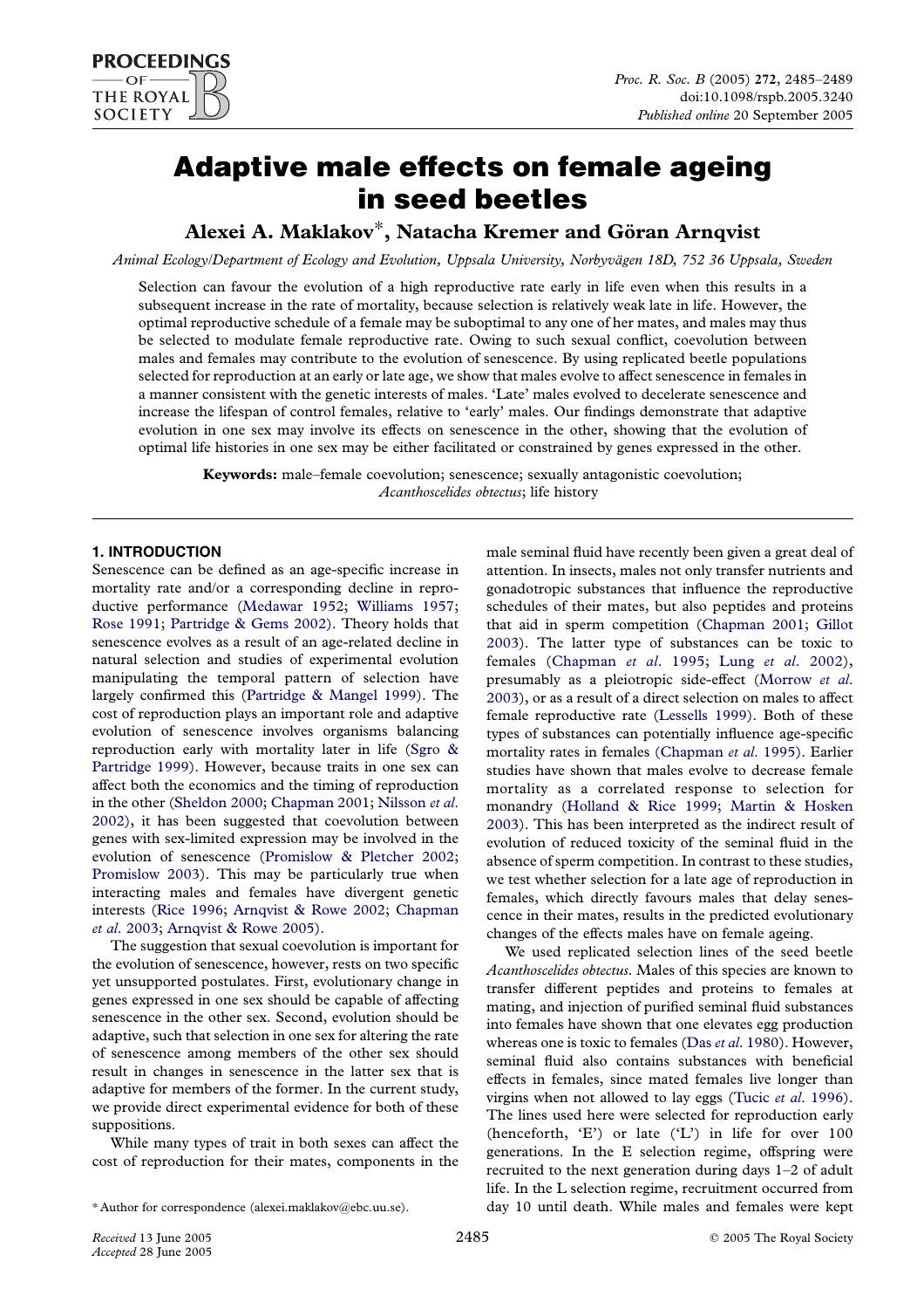# Adaptive male effects on female ageing in seed beetles

**Alexei A. Maklakov*, Natacha Kremer and Göran Arnqvist**

*Animal Ecology/Department of Ecology and Evolution, Uppsala University, Norbyvägen 18D, 752 36 Uppsala, Sweden*

Selection can favour the evolution of a high reproductive rate early in life even when this results in a subsequent increase in the rate of mortality, because selection is relatively weak late in life. However, the optimal reproductive schedule of a female may be suboptimal to any one of her mates, and males may thus be selected to modulate female reproductive rate. Owing to such sexual conflict, coevolution between males and females may contribute to the evolution of senescence. By using replicated beetle populations selected for reproduction at an early or late age, we show that males evolve to affect senescence in females in a manner consistent with the genetic interests of males. 'Late' males evolved to decelerate senescence and increase the lifespan of control females, relative to 'early' males. Our findings demonstrate that adaptive evolution in one sex may involve its effects on senescence in the other, showing that the evolution of optimal life histories in one sex may be either facilitated or constrained by genes expressed in the other.

**Keywords:** male–female coevolution; senescence; sexually antagonistic coevolution; *Acanthoscelides obtectus*; life history

## 1. INTRODUCTION

Senescence can be defined as an age-specific increase in mortality rate and/or a corresponding decline in reproductive performance (Medawar 1952; Williams 1957; Rose 1991; Partridge & Gems 2002). Theory holds that senescence evolves as a result of an age-related decline in natural selection and studies of experimental evolution manipulating the temporal pattern of selection have largely confirmed this (Partridge & Mangel 1999). The cost of reproduction plays an important role and adaptive evolution of senescence involves organisms balancing reproduction early with mortality later in life (Sgro & Partridge 1999). However, because traits in one sex can affect both the economics and the timing of reproduction in the other (Sheldon 2000; Chapman 2001; Nilsson *et al.* 2002), it has been suggested that coevolution between genes with sex-limited expression may be involved in the evolution of senescence (Promislow & Pletcher 2002; Promislow 2003). This may be particularly true when interacting males and females have divergent genetic interests (Rice 1996; Arnqvist & Rowe 2002; Chapman *et al.* 2003; Arnqvist & Rowe 2005).

The suggestion that sexual coevolution is important for the evolution of senescence, however, rests on two specific yet unsupported postulates. First, evolutionary change in genes expressed in one sex should be capable of affecting senescence in the other sex. Second, evolution should be adaptive, such that selection in one sex for altering the rate of senescence among members of the other sex should result in changes in senescence in the latter sex that is adaptive for members of the former. In the current study, we provide direct experimental evidence for both of these suppositions.

While many types of trait in both sexes can affect the cost of reproduction for their mates, components in the male seminal fluid have recently been given a great deal of attention. In insects, males not only transfer nutrients and gonadotropic substances that influence the reproductive schedules of their mates, but also peptides and proteins that aid in sperm competition (Chapman 2001; Gillot 2003). The latter type of substances can be toxic to females (Chapman *et al.* 1995; Lung *et al.* 2002), presumably as a pleiotropic side-effect (Morrow *et al.* 2003), or as a result of a direct selection on males to affect female reproductive rate (Lessells 1999). Both of these types of substances can potentially influence age-specific mortality rates in females (Chapman *et al.* 1995). Earlier studies have shown that males evolve to decrease female mortality as a correlated response to selection for monandry (Holland & Rice 1999; Martin & Hosken 2003). This has been interpreted as the indirect result of evolution of reduced toxicity of the seminal fluid in the absence of sperm competition. In contrast to these studies, we test whether selection for a late age of reproduction in females, which directly favours males that delay senescence in their mates, results in the predicted evolutionary changes of the effects males have on female ageing.

We used replicated selection lines of the seed beetle *Acanthoscelides obtectus*. Males of this species are known to transfer different peptides and proteins to females at mating, and injection of purified seminal fluid substances into females have shown that one elevates egg production whereas one is toxic to females (Das *et al.* 1980). However, seminal fluid also contains substances with beneficial effects in females, since mated females live longer than virgins when not allowed to lay eggs (Tucic *et al.* 1996). The lines used here were selected for reproduction early (henceforth, 'E') or late ('L') in life for over 100 generations. In the E selection regime, offspring were recruited to the next generation during days 1–2 of adult life. In the L selection regime, recruitment occurred from day 10 until death. While males and females were kept

\* Author for correspondence (alexei.maklakov@ebc.uu.se).

Received 13 June 2005
Accepted 28 June 2005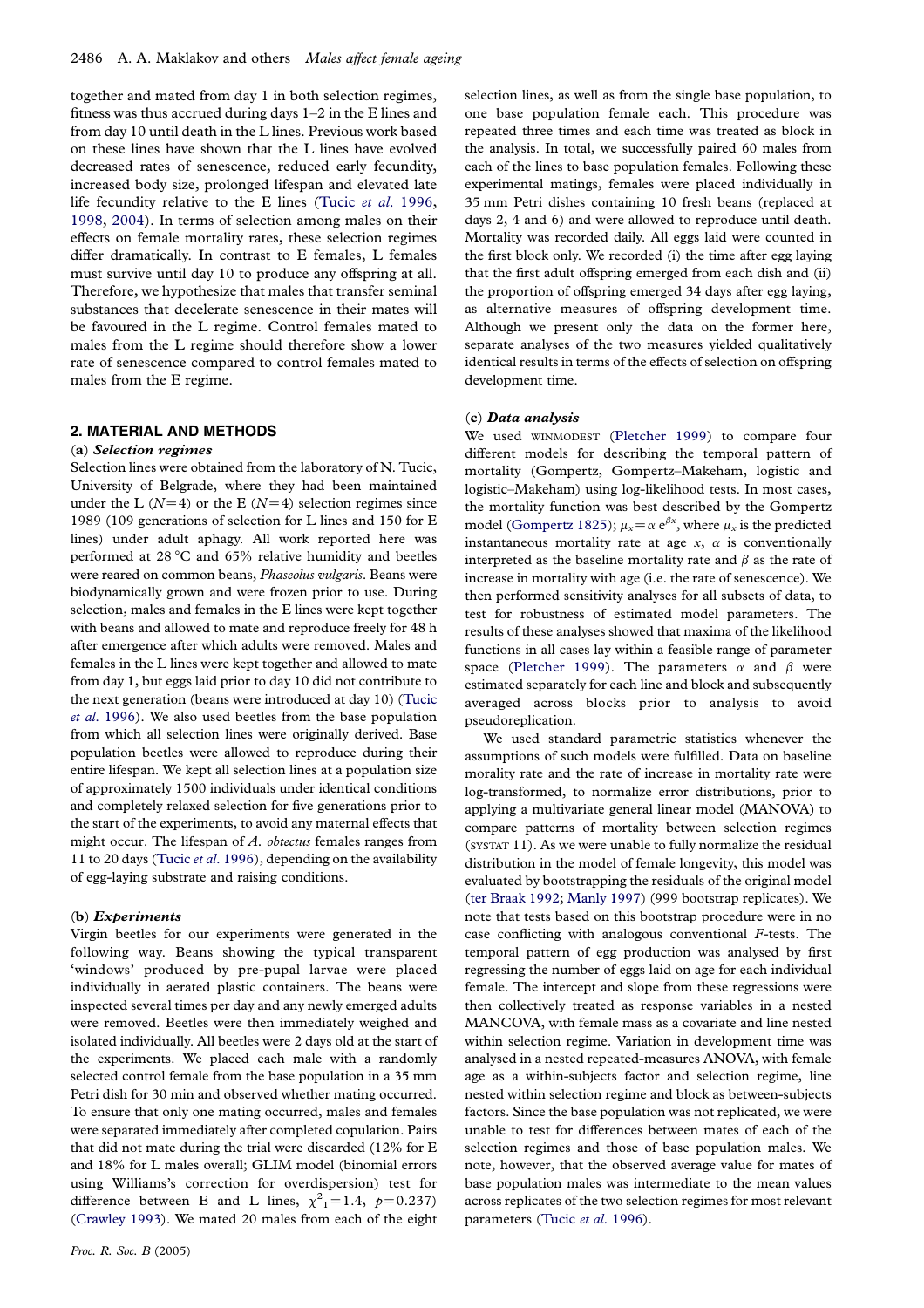together and mated from day 1 in both selection regimes, fitness was thus accrued during days 1–2 in the E lines and from day 10 until death in the L lines. Previous work based on these lines have shown that the L lines have evolved decreased rates of senescence, reduced early fecundity, increased body size, prolonged lifespan and elevated late life fecundity relative to the E lines (Tucic *et al.* 1996, 1998, 2004). In terms of selection among males on their effects on female mortality rates, these selection regimes differ dramatically. In contrast to E females, L females must survive until day 10 to produce any offspring at all. Therefore, we hypothesize that males that transfer seminal substances that decelerate senescence in their mates will be favoured in the L regime. Control females mated to males from the L regime should therefore show a lower rate of senescence compared to control females mated to males from the E regime.

## 2. MATERIAL AND METHODS

### (a) *Selection regimes*

Selection lines were obtained from the laboratory of N. Tucic, University of Belgrade, where they had been maintained under the L ($N=4$) or the E ($N=4$) selection regimes since 1989 (109 generations of selection for L lines and 150 for E lines) under adult aphagy. All work reported here was performed at 28 °C and 65% relative humidity and beetles were reared on common beans, *Phaseolus vulgaris*. Beans were biodynamically grown and were frozen prior to use. During selection, males and females in the E lines were kept together with beans and allowed to mate and reproduce freely for 48 h after emergence after which adults were removed. Males and females in the L lines were kept together and allowed to mate from day 1, but eggs laid prior to day 10 did not contribute to the next generation (beans were introduced at day 10) (Tucic *et al.* 1996). We also used beetles from the base population from which all selection lines were originally derived. Base population beetles were allowed to reproduce during their entire lifespan. We kept all selection lines at a population size of approximately 1500 individuals under identical conditions and completely relaxed selection for five generations prior to the start of the experiments, to avoid any maternal effects that might occur. The lifespan of *A. obtectus* females ranges from 11 to 20 days (Tucic *et al.* 1996), depending on the availability of egg-laying substrate and raising conditions.

### (b) *Experiments*

Virgin beetles for our experiments were generated in the following way. Beans showing the typical transparent 'windows' produced by pre-pupal larvae were placed individually in aerated plastic containers. The beans were inspected several times per day and any newly emerged adults were removed. Beetles were then immediately weighed and isolated individually. All beetles were 2 days old at the start of the experiments. We placed each male with a randomly selected control female from the base population in a 35 mm Petri dish for 30 min and observed whether mating occurred. To ensure that only one mating occurred, males and females were separated immediately after completed copulation. Pairs that did not mate during the trial were discarded (12% for E and 18% for L males overall; GLIM model (binomial errors using Williams's correction for overdispersion) test for difference between E and L lines, $\chi^2_1=1.4$, $p=0.237$) (Crawley 1993). We mated 20 males from each of the eight selection lines, as well as from the single base population, to one base population female each. This procedure was repeated three times and each time was treated as block in the analysis. In total, we successfully paired 60 males from each of the lines to base population females. Following these experimental matings, females were placed individually in 35 mm Petri dishes containing 10 fresh beans (replaced at days 2, 4 and 6) and were allowed to reproduce until death. Mortality was recorded daily. All eggs laid were counted in the first block only. We recorded (i) the time after egg laying that the first adult offspring emerged from each dish and (ii) the proportion of offspring emerged 34 days after egg laying, as alternative measures of offspring development time. Although we present only the data on the former here, separate analyses of the two measures yielded qualitatively identical results in terms of the effects of selection on offspring development time.

### (c) *Data analysis*

We used WINMODEST (Pletcher 1999) to compare four different models for describing the temporal pattern of mortality (Gompertz, Gompertz–Makeham, logistic and logistic–Makeham) using log-likelihood tests. In most cases, the mortality function was best described by the Gompertz model (Gompertz 1825); $\mu_x=\alpha\,e^{\beta x}$, where $\mu_x$ is the predicted instantaneous mortality rate at age $x$, $\alpha$ is conventionally interpreted as the baseline mortality rate and $\beta$ as the rate of increase in mortality with age (i.e. the rate of senescence). We then performed sensitivity analyses for all subsets of data, to test for robustness of estimated model parameters. The results of these analyses showed that maxima of the likelihood functions in all cases lay within a feasible range of parameter space (Pletcher 1999). The parameters $\alpha$ and $\beta$ were estimated separately for each line and block and subsequently averaged across blocks prior to analysis to avoid pseudoreplication.

We used standard parametric statistics whenever the assumptions of such models were fulfilled. Data on baseline morality rate and the rate of increase in mortality rate were log-transformed, to normalize error distributions, prior to applying a multivariate general linear model (MANOVA) to compare patterns of mortality between selection regimes (SYSTAT 11). As we were unable to fully normalize the residual distribution in the model of female longevity, this model was evaluated by bootstrapping the residuals of the original model (ter Braak 1992; Manly 1997) (999 bootstrap replicates). We note that tests based on this bootstrap procedure were in no case conflicting with analogous conventional $F$-tests. The temporal pattern of egg production was analysed by first regressing the number of eggs laid on age for each individual female. The intercept and slope from these regressions were then collectively treated as response variables in a nested MANCOVA, with female mass as a covariate and line nested within selection regime. Variation in development time was analysed in a nested repeated-measures ANOVA, with female age as a within-subjects factor and selection regime, line nested within selection regime and block as between-subjects factors. Since the base population was not replicated, we were unable to test for differences between mates of each of the selection regimes and those of base population males. We note, however, that the observed average value for mates of base population males was intermediate to the mean values across replicates of the two selection regimes for most relevant parameters (Tucic *et al.* 1996).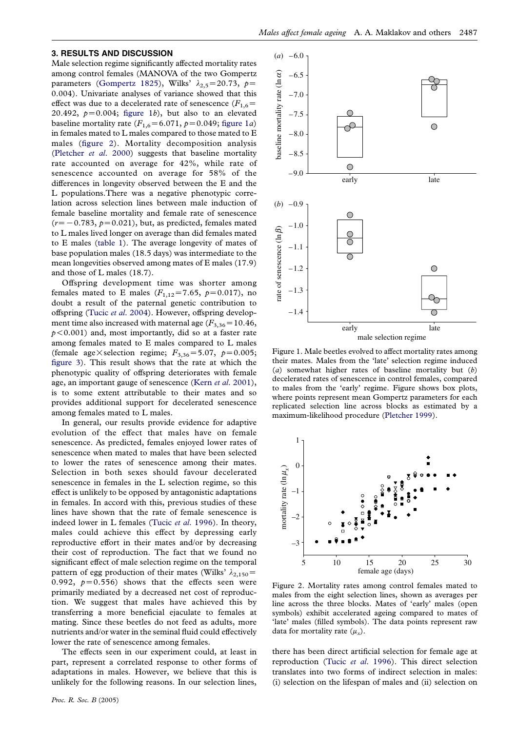## 3. RESULTS AND DISCUSSION

Male selection regime significantly affected mortality rates among control females (MANOVA of the two Gompertz parameters (Gompertz 1825), Wilks' $\lambda_{2,5}=20.73$, $p=0.004$). Univariate analyses of variance showed that this effect was due to a decelerated rate of senescence ($F_{1,6}=20.492$, $p=0.004$; figure 1*b*), but also to an elevated baseline mortality rate ($F_{1,6}=6.071$, $p=0.049$; figure 1*a*) in females mated to L males compared to those mated to E males (figure 2). Mortality decomposition analysis (Pletcher *et al.* 2000) suggests that baseline mortality rate accounted on average for 42%, while rate of senescence accounted on average for 58% of the differences in longevity observed between the E and the L populations. There was a negative phenotypic correlation across selection lines between male induction of female baseline mortality and female rate of senescence ($r=-0.783$, $p=0.021$), but, as predicted, females mated to L males lived longer on average than did females mated to E males (table 1). The average longevity of mates of base population males (18.5 days) was intermediate to the mean longevities observed among mates of E males (17.9) and those of L males (18.7).

Offspring development time was shorter among females mated to E males ($F_{1,12}=7.65$, $p=0.017$), no doubt a result of the paternal genetic contribution to offspring (Tucic *et al.* 2004). However, offspring development time also increased with maternal age ($F_{3,36}=10.46$, $p<0.001$) and, most importantly, did so at a faster rate among females mated to E males compared to L males (female age×selection regime; $F_{3,36}=5.07$, $p=0.005$; figure 3). This result shows that the rate at which the phenotypic quality of offspring deteriorates with female age, an important gauge of senescence (Kern *et al.* 2001), is to some extent attributable to their mates and so provides additional support for decelerated senescence among females mated to L males.

In general, our results provide evidence for adaptive evolution of the effect that males have on female senescence. As predicted, females enjoyed lower rates of senescence when mated to males that have been selected to lower the rates of senescence among their mates. Selection in both sexes should favour decelerated senescence in females in the L selection regime, so this effect is unlikely to be opposed by antagonistic adaptations in females. In accord with this, previous studies of these lines have shown that the rate of female senescence is indeed lower in L females (Tucic *et al.* 1996). In theory, males could achieve this effect by depressing early reproductive effort in their mates and/or by decreasing their cost of reproduction. The fact that we found no significant effect of male selection regime on the temporal pattern of egg production of their mates (Wilks' $\lambda_{2,150}=0.992$, $p=0.556$) shows that the effects seen were primarily mediated by a decreased net cost of reproduction. We suggest that males have achieved this by transferring a more beneficial ejaculate to females at mating. Since these beetles do not feed as adults, more nutrients and/or water in the seminal fluid could effectively lower the rate of senescence among females.

The effects seen in our experiment could, at least in part, represent a correlated response to other forms of adaptations in males. However, we believe that this is unlikely for the following reasons. In our selection lines, there has been direct artificial selection for female age at reproduction (Tucic *et al.* 1996). This direct selection translates into two forms of indirect selection in males: (i) selection on the lifespan of males and (ii) selection on

Figure 1. Male beetles evolved to affect mortality rates among their mates. Males from the 'late' selection regime induced (*a*) somewhat higher rates of baseline mortality but (*b*) decelerated rates of senescence in control females, compared to males from the 'early' regime. Figure shows box plots, where points represent mean Gompertz parameters for each replicated selection line across blocks as estimated by a maximum-likelihood procedure (Pletcher 1999).

Figure 2. Mortality rates among control females mated to males from the eight selection lines, shown as averages per line across the three blocks. Mates of 'early' males (open symbols) exhibit accelerated ageing compared to mates of 'late' males (filled symbols). The data points represent raw data for mortality rate ($\mu_x$).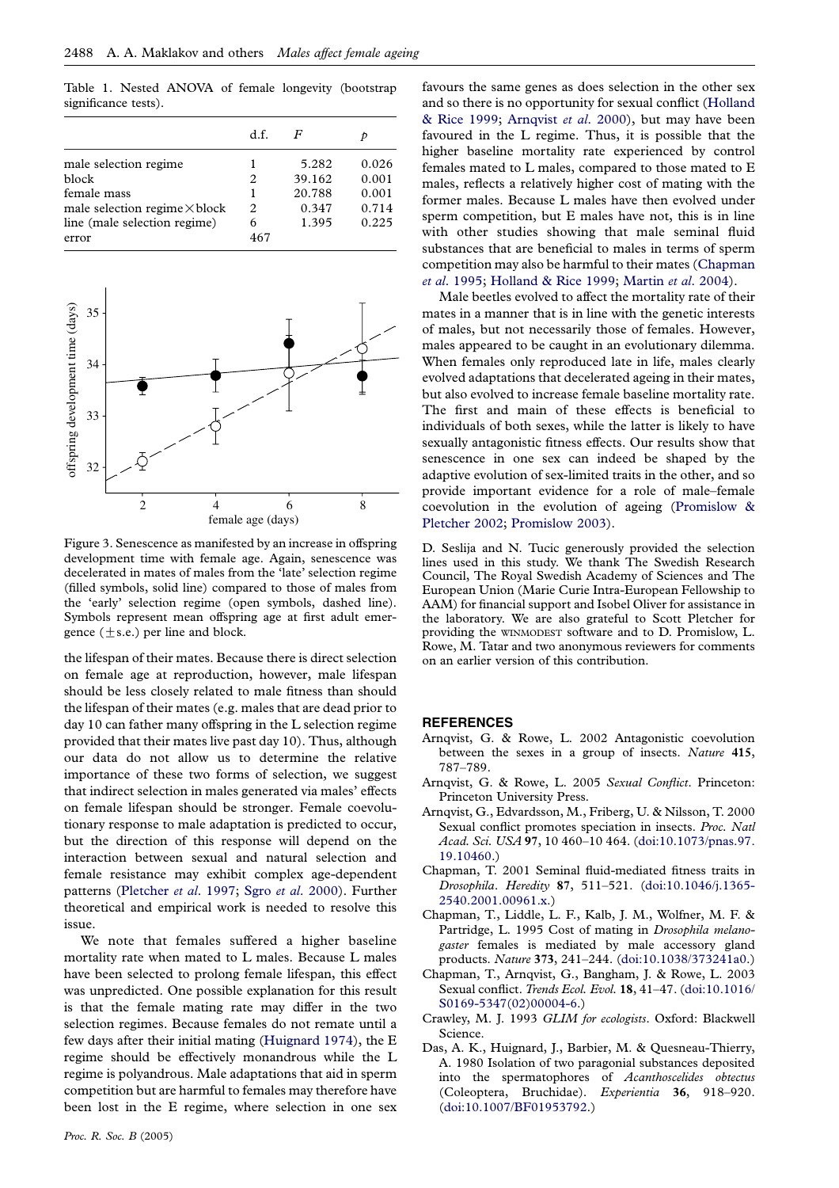Table 1. Nested ANOVA of female longevity (bootstrap significance tests).

| | d.f. | $F$ | $p$ |
|---|---|---|---|
| male selection regime | 1 | 5.282 | 0.026 |
| block | 2 | 39.162 | 0.001 |
| female mass | 1 | 20.788 | 0.001 |
| male selection regime × block | 2 | 0.347 | 0.714 |
| line (male selection regime) | 6 | 1.395 | 0.225 |
| error | 467 | | |

Figure 3. Senescence as manifested by an increase in offspring development time with female age. Again, senescence was decelerated in mates of males from the 'late' selection regime (filled symbols, solid line) compared to those of males from the 'early' selection regime (open symbols, dashed line). Symbols represent mean offspring age at first adult emergence (±s.e.) per line and block.

the lifespan of their mates. Because there is direct selection on female age at reproduction, however, male lifespan should be less closely related to male fitness than should the lifespan of their mates (e.g. males that are dead prior to day 10 can father many offspring in the L selection regime provided that their mates live past day 10). Thus, although our data do not allow us to determine the relative importance of these two forms of selection, we suggest that indirect selection in males generated via males' effects on female lifespan should be stronger. Female coevolutionary response to male adaptation is predicted to occur, but the direction of this response will depend on the interaction between sexual and natural selection and female resistance may exhibit complex age-dependent patterns (Pletcher *et al*. 1997; Sgro *et al*. 2000). Further theoretical and empirical work is needed to resolve this issue.

We note that females suffered a higher baseline mortality rate when mated to L males. Because L males have been selected to prolong female lifespan, this effect was unpredicted. One possible explanation for this result is that the female mating rate may differ in the two selection regimes. Because females do not remate until a few days after their initial mating (Huignard 1974), the E regime should be effectively monandrous while the L regime is polyandrous. Male adaptations that aid in sperm competition but are harmful to females may therefore have been lost in the E regime, where selection in one sex favours the same genes as does selection in the other sex and so there is no opportunity for sexual conflict (Holland & Rice 1999; Arnqvist *et al*. 2000), but may have been favoured in the L regime. Thus, it is possible that the higher baseline mortality rate experienced by control females mated to L males, compared to those mated to E males, reflects a relatively higher cost of mating with the former males. Because L males have then evolved under sperm competition, but E males have not, this is in line with other studies showing that male seminal fluid substances that are beneficial to males in terms of sperm competition may also be harmful to their mates (Chapman *et al*. 1995; Holland & Rice 1999; Martin *et al*. 2004).

Male beetles evolved to affect the mortality rate of their mates in a manner that is in line with the genetic interests of males, but not necessarily those of females. However, males appeared to be caught in an evolutionary dilemma. When females only reproduced late in life, males clearly evolved adaptations that decelerated ageing in their mates, but also evolved to increase female baseline mortality rate. The first and main of these effects is beneficial to individuals of both sexes, while the latter is likely to have sexually antagonistic fitness effects. Our results show that senescence in one sex can indeed be shaped by the adaptive evolution of sex-limited traits in the other, and so provide important evidence for a role of male–female coevolution in the evolution of ageing (Promislow & Pletcher 2002; Promislow 2003).

D. Seslija and N. Tucic generously provided the selection lines used in this study. We thank The Swedish Research Council, The Royal Swedish Academy of Sciences and The European Union (Marie Curie Intra-European Fellowship to AAM) for financial support and Isobel Oliver for assistance in the laboratory. We are also grateful to Scott Pletcher for providing the WINMODEST software and to D. Promislow, L. Rowe, M. Tatar and two anonymous reviewers for comments on an earlier version of this contribution.

## REFERENCES

Arnqvist, G. & Rowe, L. 2002 Antagonistic coevolution between the sexes in a group of insects. *Nature* **415**, 787–789.

Arnqvist, G. & Rowe, L. 2005 *Sexual Conflict*. Princeton: Princeton University Press.

Arnqvist, G., Edvardsson, M., Friberg, U. & Nilsson, T. 2000 Sexual conflict promotes speciation in insects. *Proc. Natl Acad. Sci. USA* **97**, 10 460–10 464. (doi:10.1073/pnas.97.19.10460.)

Chapman, T. 2001 Seminal fluid-mediated fitness traits in *Drosophila*. *Heredity* **87**, 511–521. (doi:10.1046/j.1365-2540.2001.00961.x.)

Chapman, T., Liddle, L. F., Kalb, J. M., Wolfner, M. F. & Partridge, L. 1995 Cost of mating in *Drosophila melanogaster* females is mediated by male accessory gland products. *Nature* **373**, 241–244. (doi:10.1038/373241a0.)

Chapman, T., Arnqvist, G., Bangham, J. & Rowe, L. 2003 Sexual conflict. *Trends Ecol. Evol.* **18**, 41–47. (doi:10.1016/S0169-5347(02)00004-6.)

Crawley, M. J. 1993 *GLIM for ecologists*. Oxford: Blackwell Science.

Das, A. K., Huignard, J., Barbier, M. & Quesneau-Thierry, A. 1980 Isolation of two paragonial substances deposited into the spermatophores of *Acanthoscelides obtectus* (Coleoptera, Bruchidae). *Experientia* **36**, 918–920. (doi:10.1007/BF01953792.)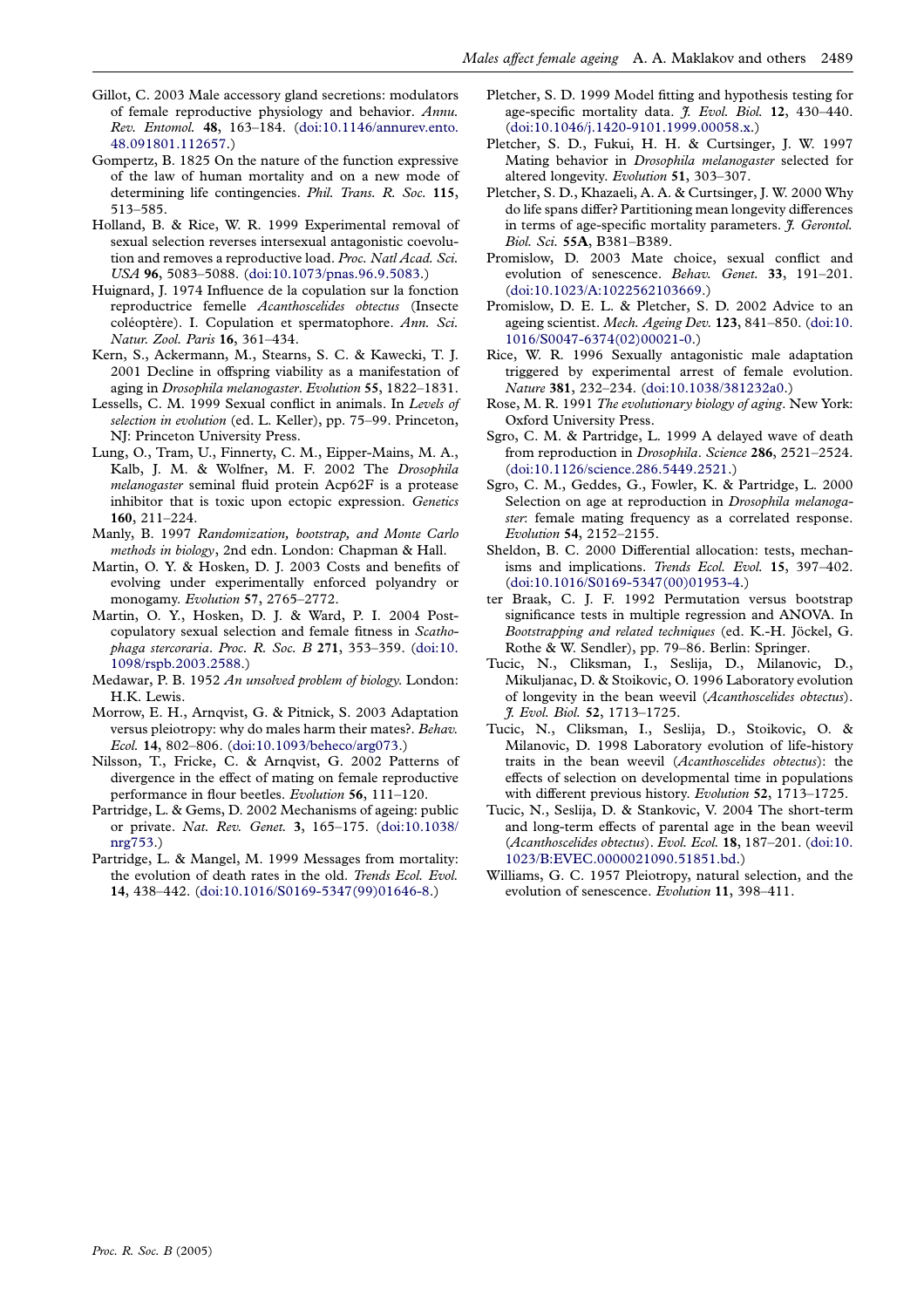Gillot, C. 2003 Male accessory gland secretions: modulators of female reproductive physiology and behavior. *Annu. Rev. Entomol.* **48**, 163–184. (doi:10.1146/annurev.ento.48.091801.112657.)

Gompertz, B. 1825 On the nature of the function expressive of the law of human mortality and on a new mode of determining life contingencies. *Phil. Trans. R. Soc.* **115**, 513–585.

Holland, B. & Rice, W. R. 1999 Experimental removal of sexual selection reverses intersexual antagonistic coevolution and removes a reproductive load. *Proc. Natl Acad. Sci. USA* **96**, 5083–5088. (doi:10.1073/pnas.96.9.5083.)

Huignard, J. 1974 Influence de la copulation sur la fonction reproductrice femelle *Acanthoscelides obtectus* (Insecte coléoptère). I. Copulation et spermatophore. *Ann. Sci. Natur. Zool. Paris* **16**, 361–434.

Kern, S., Ackermann, M., Stearns, S. C. & Kawecki, T. J. 2001 Decline in offspring viability as a manifestation of aging in *Drosophila melanogaster*. *Evolution* **55**, 1822–1831.

Lessells, C. M. 1999 Sexual conflict in animals. In *Levels of selection in evolution* (ed. L. Keller), pp. 75–99. Princeton, NJ: Princeton University Press.

Lung, O., Tram, U., Finnerty, C. M., Eipper-Mains, M. A., Kalb, J. M. & Wolfner, M. F. 2002 The *Drosophila melanogaster* seminal fluid protein Acp62F is a protease inhibitor that is toxic upon ectopic expression. *Genetics* **160**, 211–224.

Manly, B. 1997 *Randomization, bootstrap, and Monte Carlo methods in biology*, 2nd edn. London: Chapman & Hall.

Martin, O. Y. & Hosken, D. J. 2003 Costs and benefits of evolving under experimentally enforced polyandry or monogamy. *Evolution* **57**, 2765–2772.

Martin, O. Y., Hosken, D. J. & Ward, P. I. 2004 Post-copulatory sexual selection and female fitness in *Scathophaga stercoraria*. *Proc. R. Soc. B* **271**, 353–359. (doi:10.1098/rspb.2003.2588.)

Medawar, P. B. 1952 *An unsolved problem of biology.* London: H.K. Lewis.

Morrow, E. H., Arnqvist, G. & Pitnick, S. 2003 Adaptation versus pleiotropy: why do males harm their mates?. *Behav. Ecol.* **14**, 802–806. (doi:10.1093/beheco/arg073.)

Nilsson, T., Fricke, C. & Arnqvist, G. 2002 Patterns of divergence in the effect of mating on female reproductive performance in flour beetles. *Evolution* **56**, 111–120.

Partridge, L. & Gems, D. 2002 Mechanisms of ageing: public or private. *Nat. Rev. Genet.* **3**, 165–175. (doi:10.1038/nrg753.)

Partridge, L. & Mangel, M. 1999 Messages from mortality: the evolution of death rates in the old. *Trends Ecol. Evol.* **14**, 438–442. (doi:10.1016/S0169-5347(99)01646-8.)

Pletcher, S. D. 1999 Model fitting and hypothesis testing for age-specific mortality data. *J. Evol. Biol.* **12**, 430–440. (doi:10.1046/j.1420-9101.1999.00058.x.)

Pletcher, S. D., Fukui, H. H. & Curtsinger, J. W. 1997 Mating behavior in *Drosophila melanogaster* selected for altered longevity. *Evolution* **51**, 303–307.

Pletcher, S. D., Khazaeli, A. A. & Curtsinger, J. W. 2000 Why do life spans differ? Partitioning mean longevity differences in terms of age-specific mortality parameters. *J. Gerontol. Biol. Sci.* **55A**, B381–B389.

Promislow, D. 2003 Mate choice, sexual conflict and evolution of senescence. *Behav. Genet.* **33**, 191–201. (doi:10.1023/A:1022562103669.)

Promislow, D. E. L. & Pletcher, S. D. 2002 Advice to an ageing scientist. *Mech. Ageing Dev.* **123**, 841–850. (doi:10.1016/S0047-6374(02)00021-0.)

Rice, W. R. 1996 Sexually antagonistic male adaptation triggered by experimental arrest of female evolution. *Nature* **381**, 232–234. (doi:10.1038/381232a0.)

Rose, M. R. 1991 *The evolutionary biology of aging*. New York: Oxford University Press.

Sgro, C. M. & Partridge, L. 1999 A delayed wave of death from reproduction in *Drosophila*. *Science* **286**, 2521–2524. (doi:10.1126/science.286.5449.2521.)

Sgro, C. M., Geddes, G., Fowler, K. & Partridge, L. 2000 Selection on age at reproduction in *Drosophila melanogaster*: female mating frequency as a correlated response. *Evolution* **54**, 2152–2155.

Sheldon, B. C. 2000 Differential allocation: tests, mechanisms and implications. *Trends Ecol. Evol.* **15**, 397–402. (doi:10.1016/S0169-5347(00)01953-4.)

ter Braak, C. J. F. 1992 Permutation versus bootstrap significance tests in multiple regression and ANOVA. In *Bootstrapping and related techniques* (ed. K.-H. Jöckel, G. Rothe & W. Sendler), pp. 79–86. Berlin: Springer.

Tucic, N., Cliksman, I., Seslija, D., Milanovic, D., Mikuljanac, D. & Stoikovic, O. 1996 Laboratory evolution of longevity in the bean weevil (*Acanthoscelides obtectus*). *J. Evol. Biol.* **52**, 1713–1725.

Tucic, N., Cliksman, I., Seslija, D., Stoikovic, O. & Milanovic, D. 1998 Laboratory evolution of life-history traits in the bean weevil (*Acanthoscelides obtectus*): the effects of selection on developmental time in populations with different previous history. *Evolution* **52**, 1713–1725.

Tucic, N., Seslija, D. & Stankovic, V. 2004 The short-term and long-term effects of parental age in the bean weevil (*Acanthoscelides obtectus*). *Evol. Ecol.* **18**, 187–201. (doi:10.1023/B:EVEC.0000021090.51851.bd.)

Williams, G. C. 1957 Pleiotropy, natural selection, and the evolution of senescence. *Evolution* **11**, 398–411.